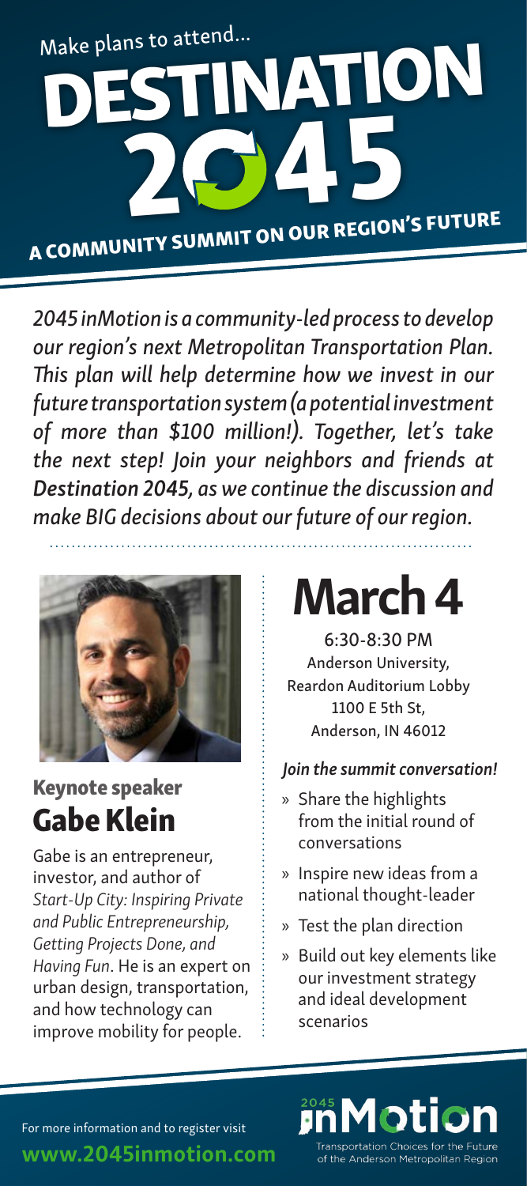Make plans to attend...

# DESTINATION 2045

## A COMMUNITY SUMMIT ON OUR REGION'S FUTURE

*2045 inMotion is a community-led process to develop our region's next Metropolitan Transportation Plan. This plan will help determine how we invest in our future transportation system (a potential investment of more than $100 million!). Together, let's take the next step! Join your neighbors and friends at **Destination 2045**, as we continue the discussion and make BIG decisions about our future of our region.*

### Keynote speaker

## Gabe Klein

Gabe is an entrepreneur, investor, and author of *Start-Up City: Inspiring Private and Public Entrepreneurship, Getting Projects Done, and Having Fun*. He is an expert on urban design, transportation, and how technology can improve mobility for people.

# March 4

6:30-8:30 PM
Anderson University,
Reardon Auditorium Lobby
1100 E 5th St,
Anderson, IN 46012

***Join the summit conversation!***

- » Share the highlights from the initial round of conversations
- » Inspire new ideas from a national thought-leader
- » Test the plan direction
- » Build out key elements like our investment strategy and ideal development scenarios

For more information and to register visit
**www.2045inmotion.com**

2045 inMotion
Transportation Choices for the Future of the Anderson Metropolitan Region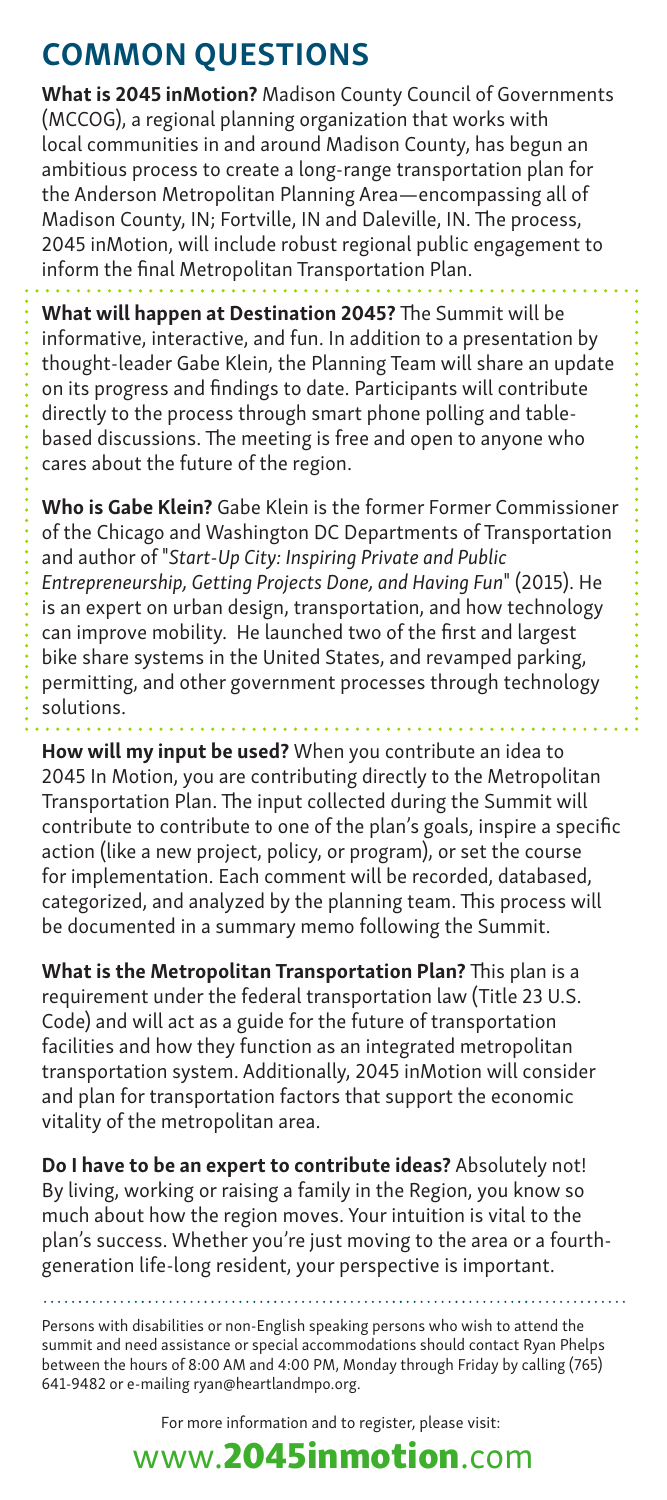## COMMON QUESTIONS

**What is 2045 inMotion?** Madison County Council of Governments (MCCOG), a regional planning organization that works with local communities in and around Madison County, has begun an ambitious process to create a long-range transportation plan for the Anderson Metropolitan Planning Area—encompassing all of Madison County, IN; Fortville, IN and Daleville, IN. The process, 2045 inMotion, will include robust regional public engagement to inform the final Metropolitan Transportation Plan.

**What will happen at Destination 2045?** The Summit will be informative, interactive, and fun. In addition to a presentation by thought-leader Gabe Klein, the Planning Team will share an update on its progress and findings to date. Participants will contribute directly to the process through smart phone polling and table-based discussions. The meeting is free and open to anyone who cares about the future of the region.

**Who is Gabe Klein?** Gabe Klein is the former Former Commissioner of the Chicago and Washington DC Departments of Transportation and author of "*Start-Up City: Inspiring Private and Public Entrepreneurship, Getting Projects Done, and Having Fun*" (2015). He is an expert on urban design, transportation, and how technology can improve mobility. He launched two of the first and largest bike share systems in the United States, and revamped parking, permitting, and other government processes through technology solutions.

**How will my input be used?** When you contribute an idea to 2045 In Motion, you are contributing directly to the Metropolitan Transportation Plan. The input collected during the Summit will contribute to contribute to one of the plan's goals, inspire a specific action (like a new project, policy, or program), or set the course for implementation. Each comment will be recorded, databased, categorized, and analyzed by the planning team. This process will be documented in a summary memo following the Summit.

**What is the Metropolitan Transportation Plan?** This plan is a requirement under the federal transportation law (Title 23 U.S. Code) and will act as a guide for the future of transportation facilities and how they function as an integrated metropolitan transportation system. Additionally, 2045 inMotion will consider and plan for transportation factors that support the economic vitality of the metropolitan area.

**Do I have to be an expert to contribute ideas?** Absolutely not! By living, working or raising a family in the Region, you know so much about how the region moves. Your intuition is vital to the plan's success. Whether you're just moving to the area or a fourth-generation life-long resident, your perspective is important.

Persons with disabilities or non-English speaking persons who wish to attend the summit and need assistance or special accommodations should contact Ryan Phelps between the hours of 8:00 AM and 4:00 PM, Monday through Friday by calling (765) 641-9482 or e-mailing ryan@heartlandmpo.org.

For more information and to register, please visit:

www.**2045inmotion**.com